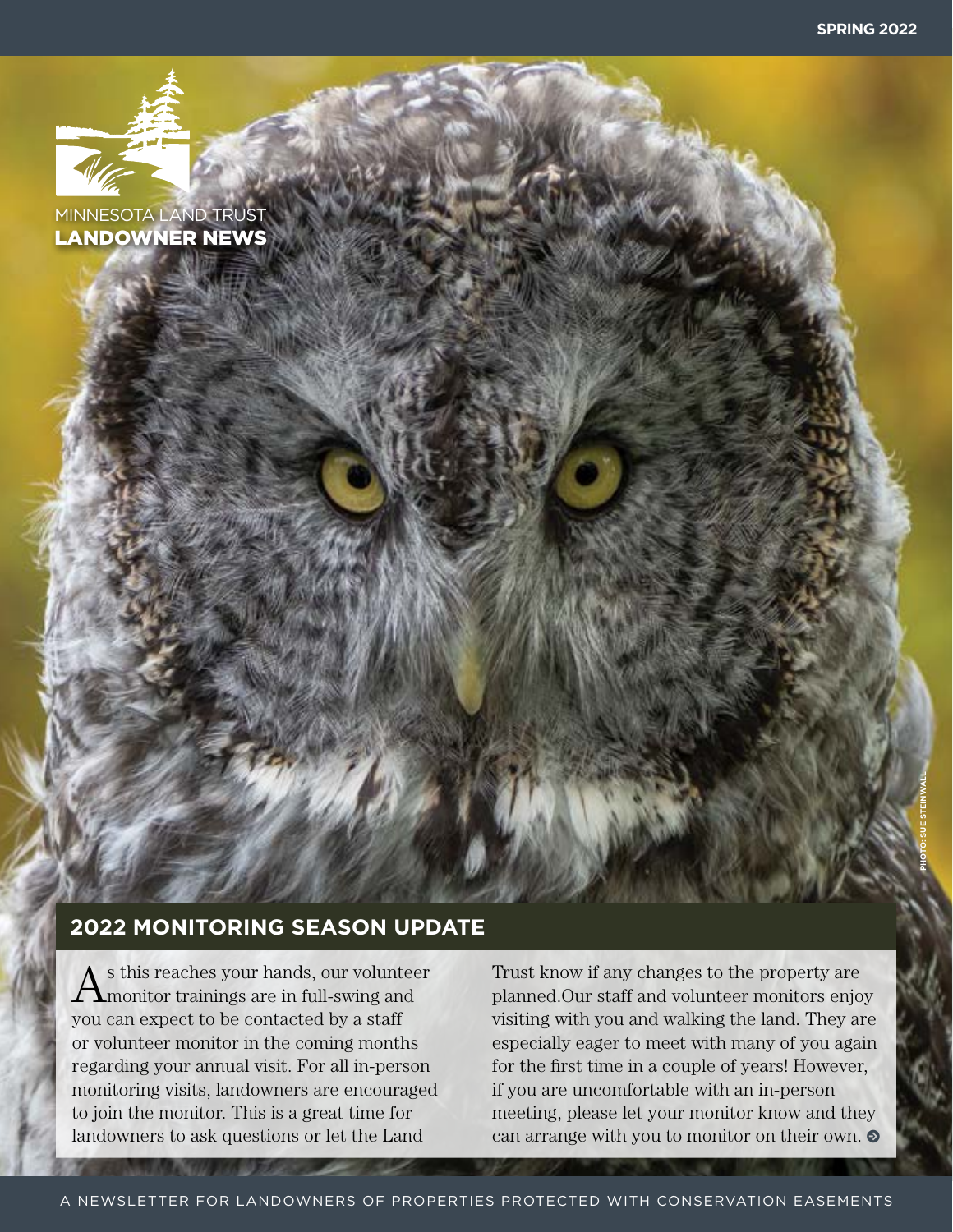SPRING 2022

MINNESOTA LAND TRUST
# LANDOWNER NEWS

PHOTO: SUE STEINWALL

## 2022 MONITORING SEASON UPDATE

As this reaches your hands, our volunteer monitor trainings are in full-swing and you can expect to be contacted by a staff or volunteer monitor in the coming months regarding your annual visit. For all in-person monitoring visits, landowners are encouraged to join the monitor. This is a great time for landowners to ask questions or let the Land Trust know if any changes to the property are planned.Our staff and volunteer monitors enjoy visiting with you and walking the land. They are especially eager to meet with many of you again for the first time in a couple of years! However, if you are uncomfortable with an in-person meeting, please let your monitor know and they can arrange with you to monitor on their own.

A NEWSLETTER FOR LANDOWNERS OF PROPERTIES PROTECTED WITH CONSERVATION EASEMENTS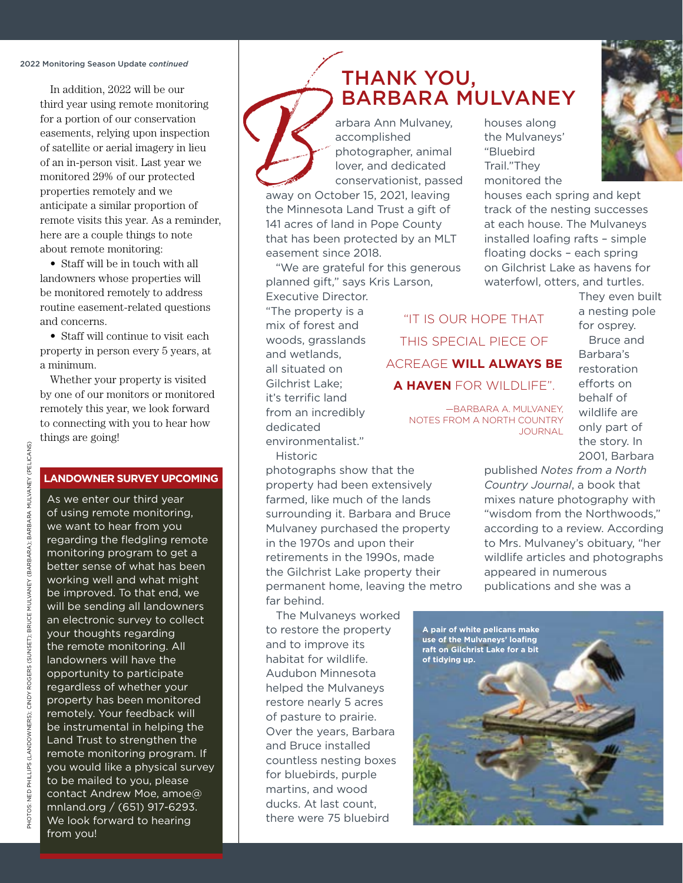2022 Monitoring Season Update *continued*

In addition, 2022 will be our third year using remote monitoring for a portion of our conservation easements, relying upon inspection of satellite or aerial imagery in lieu of an in-person visit. Last year we monitored 29% of our protected properties remotely and we anticipate a similar proportion of remote visits this year. As a reminder, here are a couple things to note about remote monitoring:

- Staff will be in touch with all landowners whose properties will be monitored remotely to address routine easement-related questions and concerns.
- Staff will continue to visit each property in person every 5 years, at a minimum.

Whether your property is visited by one of our monitors or monitored remotely this year, we look forward to connecting with you to hear how things are going!

## LANDOWNER SURVEY UPCOMING

As we enter our third year of using remote monitoring, we want to hear from you regarding the fledgling remote monitoring program to get a better sense of what has been working well and what might be improved. To that end, we will be sending all landowners an electronic survey to collect your thoughts regarding the remote monitoring. All landowners will have the opportunity to participate regardless of whether your property has been monitored remotely. Your feedback will be instrumental in helping the Land Trust to strengthen the remote monitoring program. If you would like a physical survey to be mailed to you, please contact Andrew Moe, amoe@mnland.org / (651) 917-6293. We look forward to hearing from you!

PHOTOS: NED PHILLIPS (LANDOWNERS); CINDY ROGERS (SUNSET); BRUCE MULVANEY (BARBARA); BARBARA MULVANEY (PELICANS)

# THANK YOU, BARBARA MULVANEY

Barbara Ann Mulvaney, accomplished photographer, animal lover, and dedicated conservationist, passed away on October 15, 2021, leaving the Minnesota Land Trust a gift of 141 acres of land in Pope County that has been protected by an MLT easement since 2018.

"We are grateful for this generous planned gift," says Kris Larson, Executive Director. "The property is a mix of forest and woods, grasslands and wetlands, all situated on Gilchrist Lake; it's terrific land from an incredibly dedicated environmentalist."

Historic photographs show that the property had been extensively farmed, like much of the lands surrounding it. Barbara and Bruce Mulvaney purchased the property in the 1970s and upon their retirements in the 1990s, made the Gilchrist Lake property their permanent home, leaving the metro far behind.

The Mulvaneys worked to restore the property and to improve its habitat for wildlife. Audubon Minnesota helped the Mulvaneys restore nearly 5 acres of pasture to prairie. Over the years, Barbara and Bruce installed countless nesting boxes for bluebirds, purple martins, and wood ducks. At last count, there were 75 bluebird houses along the Mulvaneys' "Bluebird Trail." They monitored the houses each spring and kept track of the nesting successes at each house. The Mulvaneys installed loafing rafts – simple floating docks – each spring on Gilchrist Lake as havens for waterfowl, otters, and turtles. They even built a nesting pole for osprey.

> "IT IS OUR HOPE THAT THIS SPECIAL PIECE OF ACREAGE **WILL ALWAYS BE A HAVEN** FOR WILDLIFE".
>
> —BARBARA A. MULVANEY, NOTES FROM A NORTH COUNTRY JOURNAL

Bruce and Barbara's restoration efforts on behalf of wildlife are only part of the story. In 2001, Barbara published *Notes from a North Country Journal*, a book that mixes nature photography with "wisdom from the Northwoods," according to a review. According to Mrs. Mulvaney's obituary, "her wildlife articles and photographs appeared in numerous publications and she was a

A pair of white pelicans make use of the Mulvaneys' loafing raft on Gilchrist Lake for a bit of tidying up.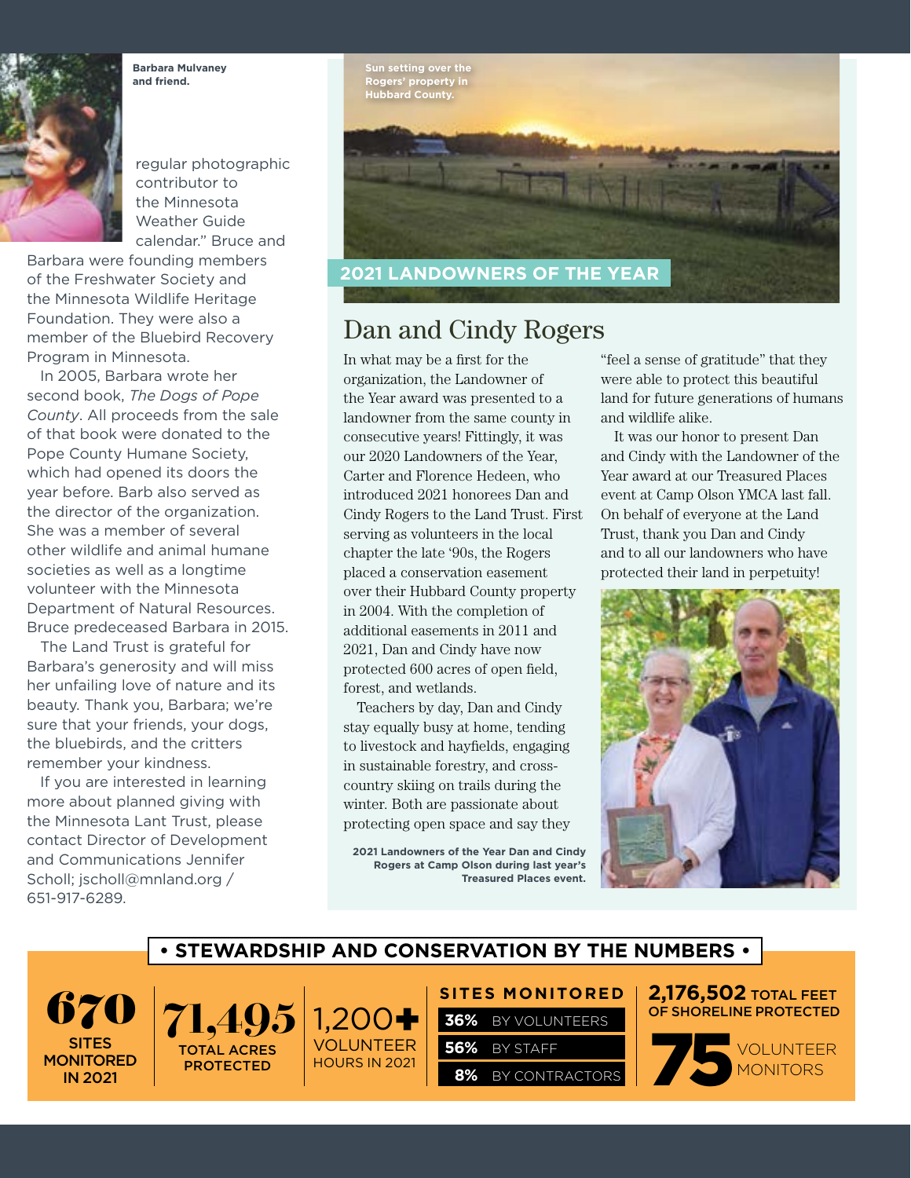Barbara Mulvaney and friend.

regular photographic contributor to the Minnesota Weather Guide calendar." Bruce and Barbara were founding members of the Freshwater Society and the Minnesota Wildlife Heritage Foundation. They were also a member of the Bluebird Recovery Program in Minnesota.

In 2005, Barbara wrote her second book, *The Dogs of Pope County*. All proceeds from the sale of that book were donated to the Pope County Humane Society, which had opened its doors the year before. Barb also served as the director of the organization. She was a member of several other wildlife and animal humane societies as well as a longtime volunteer with the Minnesota Department of Natural Resources. Bruce predeceased Barbara in 2015.

The Land Trust is grateful for Barbara's generosity and will miss her unfailing love of nature and its beauty. Thank you, Barbara; we're sure that your friends, your dogs, the bluebirds, and the critters remember your kindness.

If you are interested in learning more about planned giving with the Minnesota Lant Trust, please contact Director of Development and Communications Jennifer Scholl; jscholl@mnland.org / 651-917-6289.

Sun setting over the Rogers' property in Hubbard County.

**2021 LANDOWNERS OF THE YEAR**

## Dan and Cindy Rogers

In what may be a first for the organization, the Landowner of the Year award was presented to a landowner from the same county in consecutive years! Fittingly, it was our 2020 Landowners of the Year, Carter and Florence Hedeen, who introduced 2021 honorees Dan and Cindy Rogers to the Land Trust. First serving as volunteers in the local chapter the late '90s, the Rogers placed a conservation easement over their Hubbard County property in 2004. With the completion of additional easements in 2011 and 2021, Dan and Cindy have now protected 600 acres of open field, forest, and wetlands.

Teachers by day, Dan and Cindy stay equally busy at home, tending to livestock and hayfields, engaging in sustainable forestry, and cross-country skiing on trails during the winter. Both are passionate about protecting open space and say they "feel a sense of gratitude" that they were able to protect this beautiful land for future generations of humans and wildlife alike.

It was our honor to present Dan and Cindy with the Landowner of the Year award at our Treasured Places event at Camp Olson YMCA last fall. On behalf of everyone at the Land Trust, thank you Dan and Cindy and to all our landowners who have protected their land in perpetuity!

2021 Landowners of the Year Dan and Cindy Rogers at Camp Olson during last year's Treasured Places event.

## • STEWARDSHIP AND CONSERVATION BY THE NUMBERS •

**670** SITES MONITORED IN 2021

**71,495** TOTAL ACRES PROTECTED

**1,200+** VOLUNTEER HOURS IN 2021

**SITES MONITORED**
- **36%** BY VOLUNTEERS
- **56%** BY STAFF
- **8%** BY CONTRACTORS

**2,176,502** TOTAL FEET OF SHORELINE PROTECTED

**75** VOLUNTEER MONITORS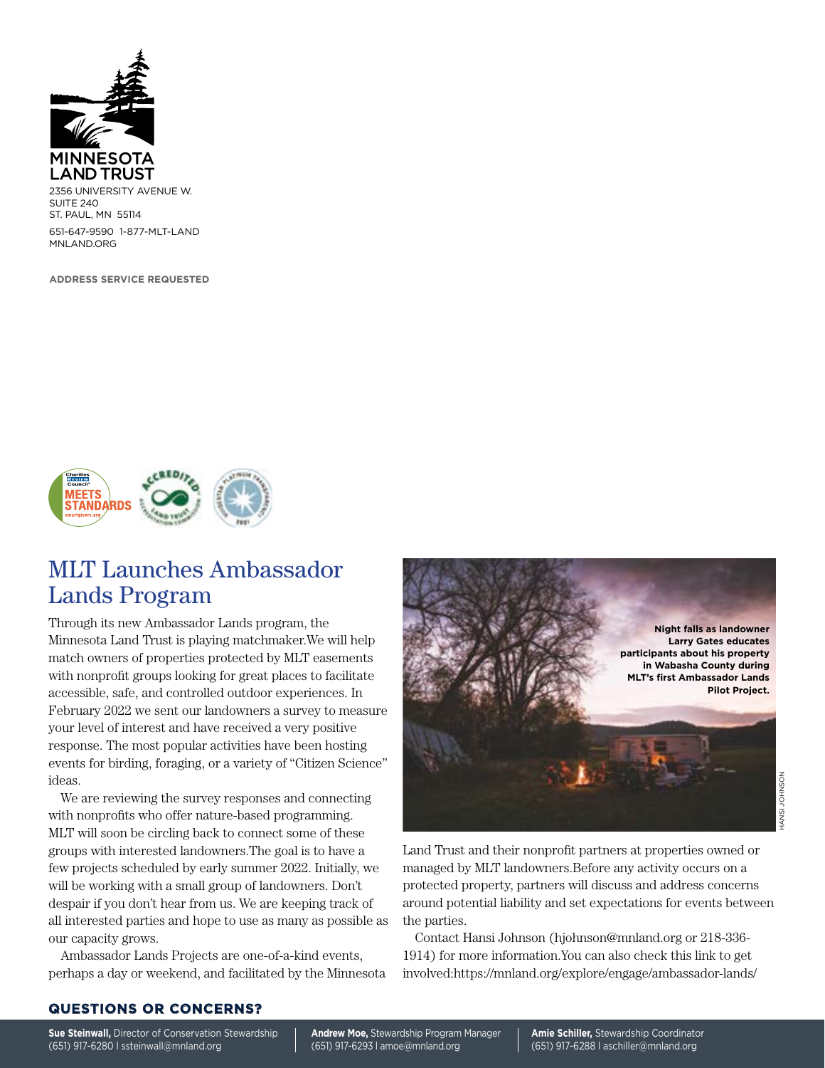MINNESOTA
LAND TRUST

2356 UNIVERSITY AVENUE W.
SUITE 240
ST. PAUL, MN 55114

651-647-9590 1-877-MLT-LAND
MNLAND.ORG

**ADDRESS SERVICE REQUESTED**

## MLT Launches Ambassador Lands Program

Through its new Ambassador Lands program, the Minnesota Land Trust is playing matchmaker.We will help match owners of properties protected by MLT easements with nonprofit groups looking for great places to facilitate accessible, safe, and controlled outdoor experiences. In February 2022 we sent our landowners a survey to measure your level of interest and have received a very positive response. The most popular activities have been hosting events for birding, foraging, or a variety of "Citizen Science" ideas.

We are reviewing the survey responses and connecting with nonprofits who offer nature-based programming. MLT will soon be circling back to connect some of these groups with interested landowners.The goal is to have a few projects scheduled by early summer 2022. Initially, we will be working with a small group of landowners. Don't despair if you don't hear from us. We are keeping track of all interested parties and hope to use as many as possible as our capacity grows.

Ambassador Lands Projects are one-of-a-kind events, perhaps a day or weekend, and facilitated by the Minnesota Land Trust and their nonprofit partners at properties owned or managed by MLT landowners.Before any activity occurs on a protected property, partners will discuss and address concerns around potential liability and set expectations for events between the parties.

**Night falls as landowner Larry Gates educates participants about his property in Wabasha County during MLT's first Ambassador Lands Pilot Project.**

HANSI JOHNSON

Contact Hansi Johnson (hjohnson@mnland.org or 218-336-1914) for more information.You can also check this link to get involved:https://mnland.org/explore/engage/ambassador-lands/

### QUESTIONS OR CONCERNS?

**Sue Steinwall,** Director of Conservation Stewardship
(651) 917-6280 I ssteinwall@mnland.org

**Andrew Moe,** Stewardship Program Manager
(651) 917-6293 I amoe@mnland.org

**Amie Schiller,** Stewardship Coordinator
(651) 917-6288 I aschiller@mnland.org